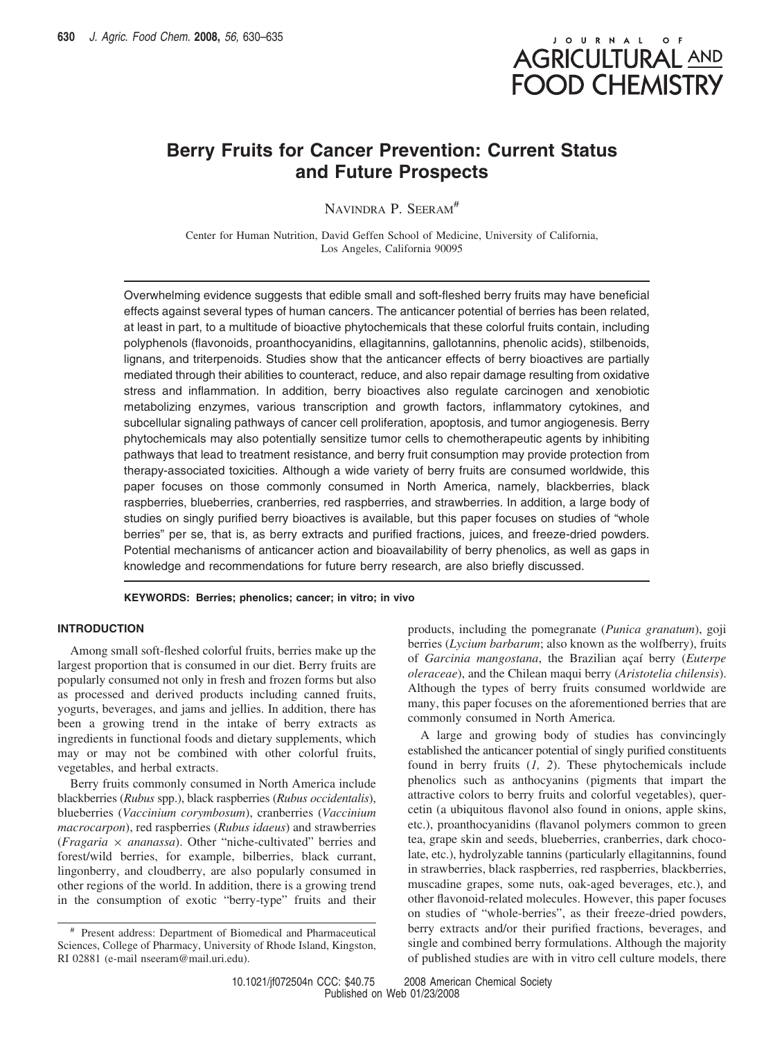# Berry Fruits for Cancer Prevention: Current Status and Future Prospects

Navindra P. Seeram[#]

Center for Human Nutrition, David Geffen School of Medicine, University of California, Los Angeles, California 90095

Overwhelming evidence suggests that edible small and soft-fleshed berry fruits may have beneficial effects against several types of human cancers. The anticancer potential of berries has been related, at least in part, to a multitude of bioactive phytochemicals that these colorful fruits contain, including polyphenols (flavonoids, proanthocyanidins, ellagitannins, gallotannins, phenolic acids), stilbenoids, lignans, and triterpenoids. Studies show that the anticancer effects of berry bioactives are partially mediated through their abilities to counteract, reduce, and also repair damage resulting from oxidative stress and inflammation. In addition, berry bioactives also regulate carcinogen and xenobiotic metabolizing enzymes, various transcription and growth factors, inflammatory cytokines, and subcellular signaling pathways of cancer cell proliferation, apoptosis, and tumor angiogenesis. Berry phytochemicals may also potentially sensitize tumor cells to chemotherapeutic agents by inhibiting pathways that lead to treatment resistance, and berry fruit consumption may provide protection from therapy-associated toxicities. Although a wide variety of berry fruits are consumed worldwide, this paper focuses on those commonly consumed in North America, namely, blackberries, black raspberries, blueberries, cranberries, red raspberries, and strawberries. In addition, a large body of studies on singly purified berry bioactives is available, but this paper focuses on studies of "whole berries" per se, that is, as berry extracts and purified fractions, juices, and freeze-dried powders. Potential mechanisms of anticancer action and bioavailability of berry phenolics, as well as gaps in knowledge and recommendations for future berry research, are also briefly discussed.

**KEYWORDS: Berries; phenolics; cancer; in vitro; in vivo**

## INTRODUCTION

Among small soft-fleshed colorful fruits, berries make up the largest proportion that is consumed in our diet. Berry fruits are popularly consumed not only in fresh and frozen forms but also as processed and derived products including canned fruits, yogurts, beverages, and jams and jellies. In addition, there has been a growing trend in the intake of berry extracts as ingredients in functional foods and dietary supplements, which may or may not be combined with other colorful fruits, vegetables, and herbal extracts.

Berry fruits commonly consumed in North America include blackberries (*Rubus* spp.), black raspberries (*Rubus occidentalis*), blueberries (*Vaccinium corymbosum*), cranberries (*Vaccinium macrocarpon*), red raspberries (*Rubus idaeus*) and strawberries (*Fragaria* × *ananassa*). Other "niche-cultivated" berries and forest/wild berries, for example, bilberries, black currant, lingonberry, and cloudberry, are also popularly consumed in other regions of the world. In addition, there is a growing trend in the consumption of exotic "berry-type" fruits and their products, including the pomegranate (*Punica granatum*), goji berries (*Lycium barbarum*; also known as the wolfberry), fruits of *Garcinia mangostana*, the Brazilian açaí berry (*Euterpe oleraceae*), and the Chilean maqui berry (*Aristotelia chilensis*). Although the types of berry fruits consumed worldwide are many, this paper focuses on the aforementioned berries that are commonly consumed in North America.

A large and growing body of studies has convincingly established the anticancer potential of singly purified constituents found in berry fruits (*1, 2*). These phytochemicals include phenolics such as anthocyanins (pigments that impart the attractive colors to berry fruits and colorful vegetables), quercetin (a ubiquitous flavonol also found in onions, apple skins, etc.), proanthocyanidins (flavanol polymers common to green tea, grape skin and seeds, blueberries, cranberries, dark chocolate, etc.), hydrolyzable tannins (particularly ellagitannins, found in strawberries, black raspberries, red raspberries, blackberries, muscadine grapes, some nuts, oak-aged beverages, etc.), and other flavonoid-related molecules. However, this paper focuses on studies of "whole-berries", as their freeze-dried powders, berry extracts and/or their purified fractions, beverages, and single and combined berry formulations. Although the majority of published studies are with in vitro cell culture models, there

[#] Present address: Department of Biomedical and Pharmaceutical Sciences, College of Pharmacy, University of Rhode Island, Kingston, RI 02881 (e-mail nseeram@mail.uri.edu).

10.1021/jf072504n CCC: $40.75 © 2008 American Chemical Society
Published on Web 01/23/2008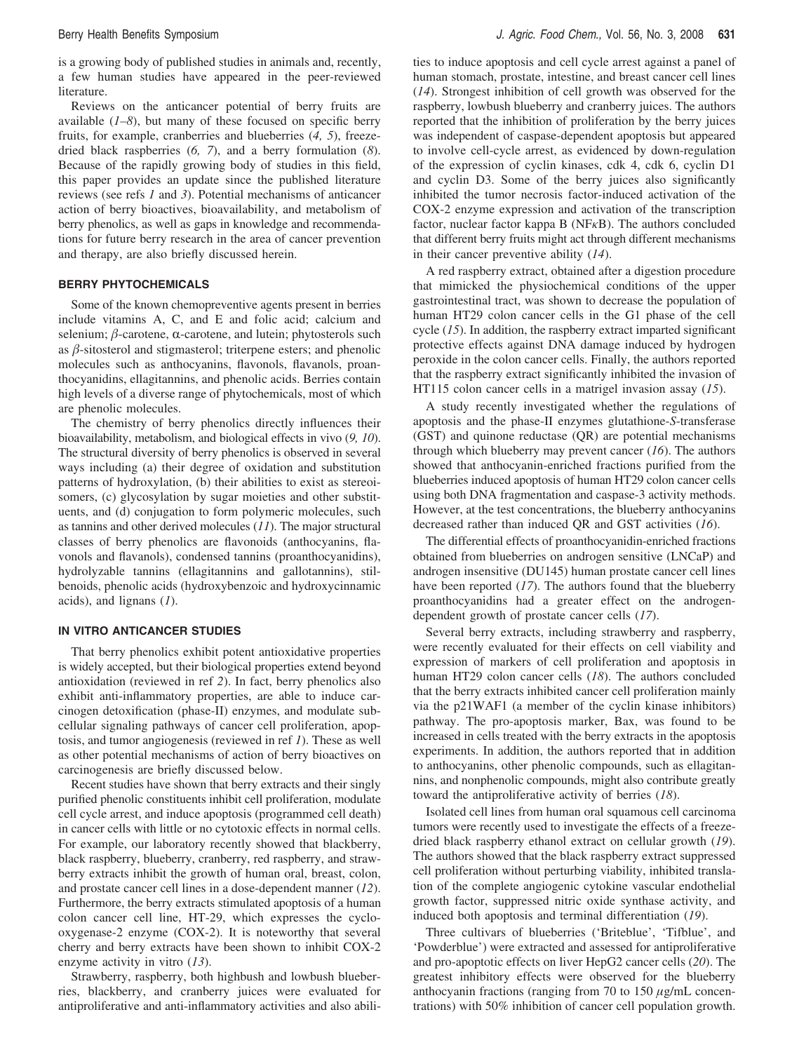is a growing body of published studies in animals and, recently, a few human studies have appeared in the peer-reviewed literature.

Reviews on the anticancer potential of berry fruits are available (*1–8*), but many of these focused on specific berry fruits, for example, cranberries and blueberries (*4, 5*), freeze-dried black raspberries (*6, 7*), and a berry formulation (*8*). Because of the rapidly growing body of studies in this field, this paper provides an update since the published literature reviews (see refs *1* and *3*). Potential mechanisms of anticancer action of berry bioactives, bioavailability, and metabolism of berry phenolics, as well as gaps in knowledge and recommendations for future berry research in the area of cancer prevention and therapy, are also briefly discussed herein.

## BERRY PHYTOCHEMICALS

Some of the known chemopreventive agents present in berries include vitamins A, C, and E and folic acid; calcium and selenium; $\beta$-carotene, $\alpha$-carotene, and lutein; phytosterols such as $\beta$-sitosterol and stigmasterol; triterpene esters; and phenolic molecules such as anthocyanins, flavonols, flavanols, proanthocyanidins, ellagitannins, and phenolic acids. Berries contain high levels of a diverse range of phytochemicals, most of which are phenolic molecules.

The chemistry of berry phenolics directly influences their bioavailability, metabolism, and biological effects in vivo (*9, 10*). The structural diversity of berry phenolics is observed in several ways including (a) their degree of oxidation and substitution patterns of hydroxylation, (b) their abilities to exist as stereoisomers, (c) glycosylation by sugar moieties and other substituents, and (d) conjugation to form polymeric molecules, such as tannins and other derived molecules (*11*). The major structural classes of berry phenolics are flavonoids (anthocyanins, flavonols and flavanols), condensed tannins (proanthocyanidins), hydrolyzable tannins (ellagitannins and gallotannins), stilbenoids, phenolic acids (hydroxybenzoic and hydroxycinnamic acids), and lignans (*1*).

## IN VITRO ANTICANCER STUDIES

That berry phenolics exhibit potent antioxidative properties is widely accepted, but their biological properties extend beyond antioxidation (reviewed in ref *2*). In fact, berry phenolics also exhibit anti-inflammatory properties, are able to induce carcinogen detoxification (phase-II) enzymes, and modulate subcellular signaling pathways of cancer cell proliferation, apoptosis, and tumor angiogenesis (reviewed in ref *1*). These as well as other potential mechanisms of action of berry bioactives on carcinogenesis are briefly discussed below.

Recent studies have shown that berry extracts and their singly purified phenolic constituents inhibit cell proliferation, modulate cell cycle arrest, and induce apoptosis (programmed cell death) in cancer cells with little or no cytotoxic effects in normal cells. For example, our laboratory recently showed that blackberry, black raspberry, blueberry, cranberry, red raspberry, and strawberry extracts inhibit the growth of human oral, breast, colon, and prostate cancer cell lines in a dose-dependent manner (*12*). Furthermore, the berry extracts stimulated apoptosis of a human colon cancer cell line, HT-29, which expresses the cyclooxygenase-2 enzyme (COX-2). It is noteworthy that several cherry and berry extracts have been shown to inhibit COX-2 enzyme activity in vitro (*13*).

Strawberry, raspberry, both highbush and lowbush blueberries, blackberry, and cranberry juices were evaluated for antiproliferative and anti-inflammatory activities and also abilities to induce apoptosis and cell cycle arrest against a panel of human stomach, prostate, intestine, and breast cancer cell lines (*14*). Strongest inhibition of cell growth was observed for the raspberry, lowbush blueberry and cranberry juices. The authors reported that the inhibition of proliferation by the berry juices was independent of caspase-dependent apoptosis but appeared to involve cell-cycle arrest, as evidenced by down-regulation of the expression of cyclin kinases, cdk 4, cdk 6, cyclin D1 and cyclin D3. Some of the berry juices also significantly inhibited the tumor necrosis factor-induced activation of the COX-2 enzyme expression and activation of the transcription factor, nuclear factor kappa B (NF$\kappa$B). The authors concluded that different berry fruits might act through different mechanisms in their cancer preventive ability (*14*).

A red raspberry extract, obtained after a digestion procedure that mimicked the physiochemical conditions of the upper gastrointestinal tract, was shown to decrease the population of human HT29 colon cancer cells in the G1 phase of the cell cycle (*15*). In addition, the raspberry extract imparted significant protective effects against DNA damage induced by hydrogen peroxide in the colon cancer cells. Finally, the authors reported that the raspberry extract significantly inhibited the invasion of HT115 colon cancer cells in a matrigel invasion assay (*15*).

A study recently investigated whether the regulations of apoptosis and the phase-II enzymes glutathione-*S*-transferase (GST) and quinone reductase (QR) are potential mechanisms through which blueberry may prevent cancer (*16*). The authors showed that anthocyanin-enriched fractions purified from the blueberries induced apoptosis of human HT29 colon cancer cells using both DNA fragmentation and caspase-3 activity methods. However, at the test concentrations, the blueberry anthocyanins decreased rather than induced QR and GST activities (*16*).

The differential effects of proanthocyanidin-enriched fractions obtained from blueberries on androgen sensitive (LNCaP) and androgen insensitive (DU145) human prostate cancer cell lines have been reported (*17*). The authors found that the blueberry proanthocyanidins had a greater effect on the androgen-dependent growth of prostate cancer cells (*17*).

Several berry extracts, including strawberry and raspberry, were recently evaluated for their effects on cell viability and expression of markers of cell proliferation and apoptosis in human HT29 colon cancer cells (*18*). The authors concluded that the berry extracts inhibited cancer cell proliferation mainly via the p21WAF1 (a member of the cyclin kinase inhibitors) pathway. The pro-apoptosis marker, Bax, was found to be increased in cells treated with the berry extracts in the apoptosis experiments. In addition, the authors reported that in addition to anthocyanins, other phenolic compounds, such as ellagitannins, and nonphenolic compounds, might also contribute greatly toward the antiproliferative activity of berries (*18*).

Isolated cell lines from human oral squamous cell carcinoma tumors were recently used to investigate the effects of a freeze-dried black raspberry ethanol extract on cellular growth (*19*). The authors showed that the black raspberry extract suppressed cell proliferation without perturbing viability, inhibited translation of the complete angiogenic cytokine vascular endothelial growth factor, suppressed nitric oxide synthase activity, and induced both apoptosis and terminal differentiation (*19*).

Three cultivars of blueberries ('Briteblue', 'Tifblue', and 'Powderblue') were extracted and assessed for antiproliferative and pro-apoptotic effects on liver HepG2 cancer cells (*20*). The greatest inhibitory effects were observed for the blueberry anthocyanin fractions (ranging from 70 to 150 $\mu$g/mL concentrations) with 50% inhibition of cancer cell population growth.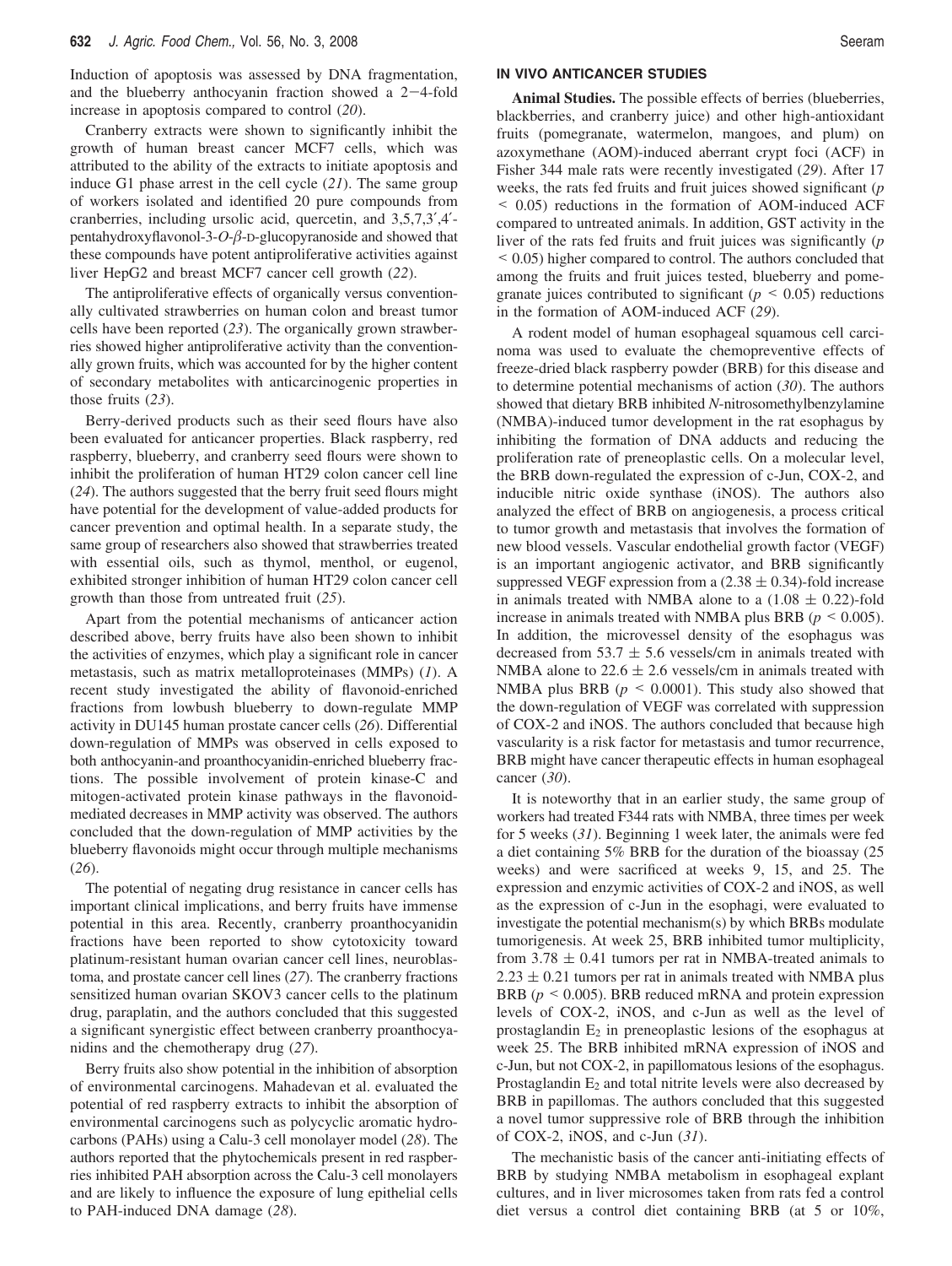Induction of apoptosis was assessed by DNA fragmentation, and the blueberry anthocyanin fraction showed a 2−4-fold increase in apoptosis compared to control (*20*).

Cranberry extracts were shown to significantly inhibit the growth of human breast cancer MCF7 cells, which was attributed to the ability of the extracts to initiate apoptosis and induce G1 phase arrest in the cell cycle (*21*). The same group of workers isolated and identified 20 pure compounds from cranberries, including ursolic acid, quercetin, and 3,5,7,3′,4′-pentahydroxyflavonol-3-*O*-*β*-D-glucopyranoside and showed that these compounds have potent antiproliferative activities against liver HepG2 and breast MCF7 cancer cell growth (*22*).

The antiproliferative effects of organically versus conventionally cultivated strawberries on human colon and breast tumor cells have been reported (*23*). The organically grown strawberries showed higher antiproliferative activity than the conventionally grown fruits, which was accounted for by the higher content of secondary metabolites with anticarcinogenic properties in those fruits (*23*).

Berry-derived products such as their seed flours have also been evaluated for anticancer properties. Black raspberry, red raspberry, blueberry, and cranberry seed flours were shown to inhibit the proliferation of human HT29 colon cancer cell line (*24*). The authors suggested that the berry fruit seed flours might have potential for the development of value-added products for cancer prevention and optimal health. In a separate study, the same group of researchers also showed that strawberries treated with essential oils, such as thymol, menthol, or eugenol, exhibited stronger inhibition of human HT29 colon cancer cell growth than those from untreated fruit (*25*).

Apart from the potential mechanisms of anticancer action described above, berry fruits have also been shown to inhibit the activities of enzymes, which play a significant role in cancer metastasis, such as matrix metalloproteinases (MMPs) (*1*). A recent study investigated the ability of flavonoid-enriched fractions from lowbush blueberry to down-regulate MMP activity in DU145 human prostate cancer cells (*26*). Differential down-regulation of MMPs was observed in cells exposed to both anthocyanin-and proanthocyanidin-enriched blueberry fractions. The possible involvement of protein kinase-C and mitogen-activated protein kinase pathways in the flavonoid-mediated decreases in MMP activity was observed. The authors concluded that the down-regulation of MMP activities by the blueberry flavonoids might occur through multiple mechanisms (*26*).

The potential of negating drug resistance in cancer cells has important clinical implications, and berry fruits have immense potential in this area. Recently, cranberry proanthocyanidin fractions have been reported to show cytotoxicity toward platinum-resistant human ovarian cancer cell lines, neuroblastoma, and prostate cancer cell lines (*27*). The cranberry fractions sensitized human ovarian SKOV3 cancer cells to the platinum drug, paraplatin, and the authors concluded that this suggested a significant synergistic effect between cranberry proanthocyanidins and the chemotherapy drug (*27*).

Berry fruits also show potential in the inhibition of absorption of environmental carcinogens. Mahadevan et al. evaluated the potential of red raspberry extracts to inhibit the absorption of environmental carcinogens such as polycyclic aromatic hydrocarbons (PAHs) using a Calu-3 cell monolayer model (*28*). The authors reported that the phytochemicals present in red raspberries inhibited PAH absorption across the Calu-3 cell monolayers and are likely to influence the exposure of lung epithelial cells to PAH-induced DNA damage (*28*).

## IN VIVO ANTICANCER STUDIES

**Animal Studies.** The possible effects of berries (blueberries, blackberries, and cranberry juice) and other high-antioxidant fruits (pomegranate, watermelon, mangoes, and plum) on azoxymethane (AOM)-induced aberrant crypt foci (ACF) in Fisher 344 male rats were recently investigated (*29*). After 17 weeks, the rats fed fruits and fruit juices showed significant ($p < 0.05$) reductions in the formation of AOM-induced ACF compared to untreated animals. In addition, GST activity in the liver of the rats fed fruits and fruit juices was significantly ($p < 0.05$) higher compared to control. The authors concluded that among the fruits and fruit juices tested, blueberry and pomegranate juices contributed to significant ($p < 0.05$) reductions in the formation of AOM-induced ACF (*29*).

A rodent model of human esophageal squamous cell carcinoma was used to evaluate the chemopreventive effects of freeze-dried black raspberry powder (BRB) for this disease and to determine potential mechanisms of action (*30*). The authors showed that dietary BRB inhibited *N*-nitrosomethylbenzylamine (NMBA)-induced tumor development in the rat esophagus by inhibiting the formation of DNA adducts and reducing the proliferation rate of preneoplastic cells. On a molecular level, the BRB down-regulated the expression of c-Jun, COX-2, and inducible nitric oxide synthase (iNOS). The authors also analyzed the effect of BRB on angiogenesis, a process critical to tumor growth and metastasis that involves the formation of new blood vessels. Vascular endothelial growth factor (VEGF) is an important angiogenic activator, and BRB significantly suppressed VEGF expression from a ($2.38 \pm 0.34$)-fold increase in animals treated with NMBA alone to a ($1.08 \pm 0.22$)-fold increase in animals treated with NMBA plus BRB ($p < 0.005$). In addition, the microvessel density of the esophagus was decreased from $53.7 \pm 5.6$ vessels/cm in animals treated with NMBA alone to $22.6 \pm 2.6$ vessels/cm in animals treated with NMBA plus BRB ($p < 0.0001$). This study also showed that the down-regulation of VEGF was correlated with suppression of COX-2 and iNOS. The authors concluded that because high vascularity is a risk factor for metastasis and tumor recurrence, BRB might have cancer therapeutic effects in human esophageal cancer (*30*).

It is noteworthy that in an earlier study, the same group of workers had treated F344 rats with NMBA, three times per week for 5 weeks (*31*). Beginning 1 week later, the animals were fed a diet containing 5% BRB for the duration of the bioassay (25 weeks) and were sacrificed at weeks 9, 15, and 25. The expression and enzymic activities of COX-2 and iNOS, as well as the expression of c-Jun in the esophagi, were evaluated to investigate the potential mechanism(s) by which BRBs modulate tumorigenesis. At week 25, BRB inhibited tumor multiplicity, from $3.78 \pm 0.41$ tumors per rat in NMBA-treated animals to $2.23 \pm 0.21$ tumors per rat in animals treated with NMBA plus BRB ($p < 0.005$). BRB reduced mRNA and protein expression levels of COX-2, iNOS, and c-Jun as well as the level of prostaglandin $E_2$ in preneoplastic lesions of the esophagus at week 25. The BRB inhibited mRNA expression of iNOS and c-Jun, but not COX-2, in papillomatous lesions of the esophagus. Prostaglandin $E_2$ and total nitrite levels were also decreased by BRB in papillomas. The authors concluded that this suggested a novel tumor suppressive role of BRB through the inhibition of COX-2, iNOS, and c-Jun (*31*).

The mechanistic basis of the cancer anti-initiating effects of BRB by studying NMBA metabolism in esophageal explant cultures, and in liver microsomes taken from rats fed a control diet versus a control diet containing BRB (at 5 or 10%,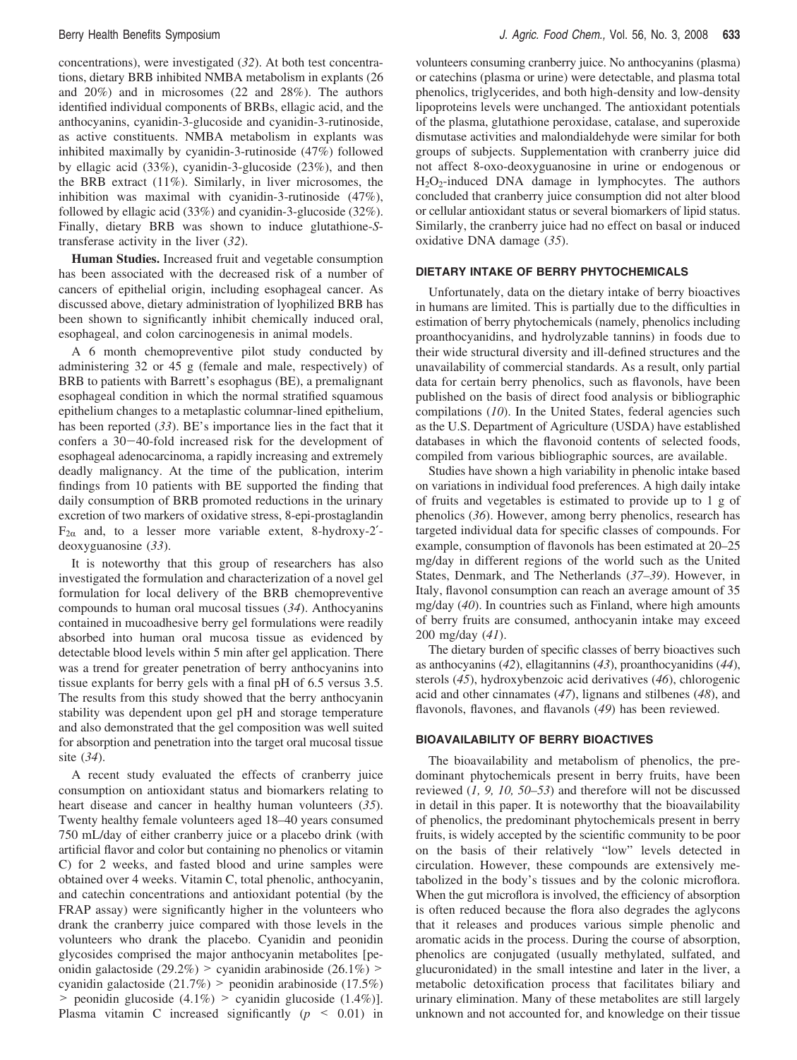concentrations), were investigated (*32*). At both test concentrations, dietary BRB inhibited NMBA metabolism in explants (26 and 20%) and in microsomes (22 and 28%). The authors identified individual components of BRBs, ellagic acid, and the anthocyanins, cyanidin-3-glucoside and cyanidin-3-rutinoside, as active constituents. NMBA metabolism in explants was inhibited maximally by cyanidin-3-rutinoside (47%) followed by ellagic acid (33%), cyanidin-3-glucoside (23%), and then the BRB extract (11%). Similarly, in liver microsomes, the inhibition was maximal with cyanidin-3-rutinoside (47%), followed by ellagic acid (33%) and cyanidin-3-glucoside (32%). Finally, dietary BRB was shown to induce glutathione-*S*-transferase activity in the liver (*32*).

**Human Studies.** Increased fruit and vegetable consumption has been associated with the decreased risk of a number of cancers of epithelial origin, including esophageal cancer. As discussed above, dietary administration of lyophilized BRB has been shown to significantly inhibit chemically induced oral, esophageal, and colon carcinogenesis in animal models.

A 6 month chemopreventive pilot study conducted by administering 32 or 45 g (female and male, respectively) of BRB to patients with Barrett's esophagus (BE), a premalignant esophageal condition in which the normal stratified squamous epithelium changes to a metaplastic columnar-lined epithelium, has been reported (*33*). BE's importance lies in the fact that it confers a 30–40-fold increased risk for the development of esophageal adenocarcinoma, a rapidly increasing and extremely deadly malignancy. At the time of the publication, interim findings from 10 patients with BE supported the finding that daily consumption of BRB promoted reductions in the urinary excretion of two markers of oxidative stress, 8-epi-prostaglandin $F_{2\alpha}$ and, to a lesser more variable extent, 8-hydroxy-2′-deoxyguanosine (*33*).

It is noteworthy that this group of researchers has also investigated the formulation and characterization of a novel gel formulation for local delivery of the BRB chemopreventive compounds to human oral mucosal tissues (*34*). Anthocyanins contained in mucoadhesive berry gel formulations were readily absorbed into human oral mucosa tissue as evidenced by detectable blood levels within 5 min after gel application. There was a trend for greater penetration of berry anthocyanins into tissue explants for berry gels with a final pH of 6.5 versus 3.5. The results from this study showed that the berry anthocyanin stability was dependent upon gel pH and storage temperature and also demonstrated that the gel composition was well suited for absorption and penetration into the target oral mucosal tissue site (*34*).

A recent study evaluated the effects of cranberry juice consumption on antioxidant status and biomarkers relating to heart disease and cancer in healthy human volunteers (*35*). Twenty healthy female volunteers aged 18–40 years consumed 750 mL/day of either cranberry juice or a placebo drink (with artificial flavor and color but containing no phenolics or vitamin C) for 2 weeks, and fasted blood and urine samples were obtained over 4 weeks. Vitamin C, total phenolic, anthocyanin, and catechin concentrations and antioxidant potential (by the FRAP assay) were significantly higher in the volunteers who drank the cranberry juice compared with those levels in the volunteers who drank the placebo. Cyanidin and peonidin glycosides comprised the major anthocyanin metabolites [peonidin galactoside (29.2%) > cyanidin arabinoside (26.1%) > cyanidin galactoside (21.7%) > peonidin arabinoside (17.5%) > peonidin glucoside (4.1%) > cyanidin glucoside (1.4%)]. Plasma vitamin C increased significantly ($p < 0.01$) in volunteers consuming cranberry juice. No anthocyanins (plasma) or catechins (plasma or urine) were detectable, and plasma total phenolics, triglycerides, and both high-density and low-density lipoproteins levels were unchanged. The antioxidant potentials of the plasma, glutathione peroxidase, catalase, and superoxide dismutase activities and malondialdehyde were similar for both groups of subjects. Supplementation with cranberry juice did not affect 8-oxo-deoxyguanosine in urine or endogenous or $H_2O_2$-induced DNA damage in lymphocytes. The authors concluded that cranberry juice consumption did not alter blood or cellular antioxidant status or several biomarkers of lipid status. Similarly, the cranberry juice had no effect on basal or induced oxidative DNA damage (*35*).

## DIETARY INTAKE OF BERRY PHYTOCHEMICALS

Unfortunately, data on the dietary intake of berry bioactives in humans are limited. This is partially due to the difficulties in estimation of berry phytochemicals (namely, phenolics including proanthocyanidins, and hydrolyzable tannins) in foods due to their wide structural diversity and ill-defined structures and the unavailability of commercial standards. As a result, only partial data for certain berry phenolics, such as flavonols, have been published on the basis of direct food analysis or bibliographic compilations (*10*). In the United States, federal agencies such as the U.S. Department of Agriculture (USDA) have established databases in which the flavonoid contents of selected foods, compiled from various bibliographic sources, are available.

Studies have shown a high variability in phenolic intake based on variations in individual food preferences. A high daily intake of fruits and vegetables is estimated to provide up to 1 g of phenolics (*36*). However, among berry phenolics, research has targeted individual data for specific classes of compounds. For example, consumption of flavonols has been estimated at 20–25 mg/day in different regions of the world such as the United States, Denmark, and The Netherlands (*37–39*). However, in Italy, flavonol consumption can reach an average amount of 35 mg/day (*40*). In countries such as Finland, where high amounts of berry fruits are consumed, anthocyanin intake may exceed 200 mg/day (*41*).

The dietary burden of specific classes of berry bioactives such as anthocyanins (*42*), ellagitannins (*43*), proanthocyanidins (*44*), sterols (*45*), hydroxybenzoic acid derivatives (*46*), chlorogenic acid and other cinnamates (*47*), lignans and stilbenes (*48*), and flavonols, flavones, and flavanols (*49*) has been reviewed.

## BIOAVAILABILITY OF BERRY BIOACTIVES

The bioavailability and metabolism of phenolics, the predominant phytochemicals present in berry fruits, have been reviewed (*1, 9, 10, 50–53*) and therefore will not be discussed in detail in this paper. It is noteworthy that the bioavailability of phenolics, the predominant phytochemicals present in berry fruits, is widely accepted by the scientific community to be poor on the basis of their relatively "low" levels detected in circulation. However, these compounds are extensively metabolized in the body's tissues and by the colonic microflora. When the gut microflora is involved, the efficiency of absorption is often reduced because the flora also degrades the aglycons that it releases and produces various simple phenolic and aromatic acids in the process. During the course of absorption, phenolics are conjugated (usually methylated, sulfated, and glucuronidated) in the small intestine and later in the liver, a metabolic detoxification process that facilitates biliary and urinary elimination. Many of these metabolites are still largely unknown and not accounted for, and knowledge on their tissue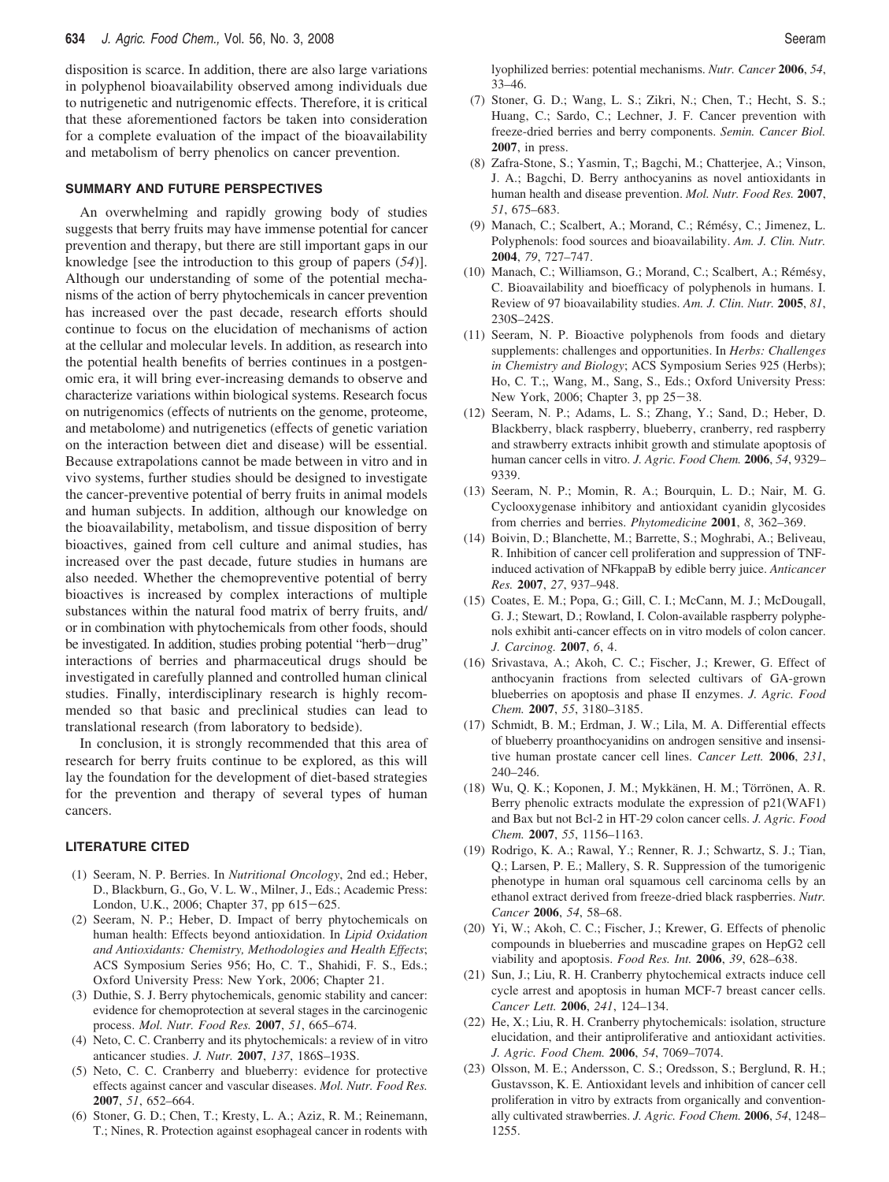disposition is scarce. In addition, there are also large variations in polyphenol bioavailability observed among individuals due to nutrigenetic and nutrigenomic effects. Therefore, it is critical that these aforementioned factors be taken into consideration for a complete evaluation of the impact of the bioavailability and metabolism of berry phenolics on cancer prevention.

## SUMMARY AND FUTURE PERSPECTIVES

An overwhelming and rapidly growing body of studies suggests that berry fruits may have immense potential for cancer prevention and therapy, but there are still important gaps in our knowledge [see the introduction to this group of papers (*54*)]. Although our understanding of some of the potential mechanisms of the action of berry phytochemicals in cancer prevention has increased over the past decade, research efforts should continue to focus on the elucidation of mechanisms of action at the cellular and molecular levels. In addition, as research into the potential health benefits of berries continues in a postgenomic era, it will bring ever-increasing demands to observe and characterize variations within biological systems. Research focus on nutrigenomics (effects of nutrients on the genome, proteome, and metabolome) and nutrigenetics (effects of genetic variation on the interaction between diet and disease) will be essential. Because extrapolations cannot be made between in vitro and in vivo systems, further studies should be designed to investigate the cancer-preventive potential of berry fruits in animal models and human subjects. In addition, although our knowledge on the bioavailability, metabolism, and tissue disposition of berry bioactives, gained from cell culture and animal studies, has increased over the past decade, future studies in humans are also needed. Whether the chemopreventive potential of berry bioactives is increased by complex interactions of multiple substances within the natural food matrix of berry fruits, and/or in combination with phytochemicals from other foods, should be investigated. In addition, studies probing potential "herb–drug" interactions of berries and pharmaceutical drugs should be investigated in carefully planned and controlled human clinical studies. Finally, interdisciplinary research is highly recommended so that basic and preclinical studies can lead to translational research (from laboratory to bedside).

In conclusion, it is strongly recommended that this area of research for berry fruits continue to be explored, as this will lay the foundation for the development of diet-based strategies for the prevention and therapy of several types of human cancers.

## LITERATURE CITED

(1) Seeram, N. P. Berries. In *Nutritional Oncology*, 2nd ed.; Heber, D., Blackburn, G., Go, V. L. W., Milner, J., Eds.; Academic Press: London, U.K., 2006; Chapter 37, pp 615–625.

(2) Seeram, N. P.; Heber, D. Impact of berry phytochemicals on human health: Effects beyond antioxidation. In *Lipid Oxidation and Antioxidants: Chemistry, Methodologies and Health Effects*; ACS Symposium Series 956; Ho, C. T., Shahidi, F. S., Eds.; Oxford University Press: New York, 2006; Chapter 21.

(3) Duthie, S. J. Berry phytochemicals, genomic stability and cancer: evidence for chemoprotection at several stages in the carcinogenic process. *Mol. Nutr. Food Res.* **2007**, *51*, 665–674.

(4) Neto, C. C. Cranberry and its phytochemicals: a review of in vitro anticancer studies. *J. Nutr.* **2007**, *137*, 186S–193S.

(5) Neto, C. C. Cranberry and blueberry: evidence for protective effects against cancer and vascular diseases. *Mol. Nutr. Food Res.* **2007**, *51*, 652–664.

(6) Stoner, G. D.; Chen, T.; Kresty, L. A.; Aziz, R. M.; Reinemann, T.; Nines, R. Protection against esophageal cancer in rodents with lyophilized berries: potential mechanisms. *Nutr. Cancer* **2006**, *54*, 33–46.

(7) Stoner, G. D.; Wang, L. S.; Zikri, N.; Chen, T.; Hecht, S. S.; Huang, C.; Sardo, C.; Lechner, J. F. Cancer prevention with freeze-dried berries and berry components. *Semin. Cancer Biol.* **2007**, in press.

(8) Zafra-Stone, S.; Yasmin, T,; Bagchi, M.; Chatterjee, A.; Vinson, J. A.; Bagchi, D. Berry anthocyanins as novel antioxidants in human health and disease prevention. *Mol. Nutr. Food Res.* **2007**, *51*, 675–683.

(9) Manach, C.; Scalbert, A.; Morand, C.; Rémésy, C.; Jimenez, L. Polyphenols: food sources and bioavailability. *Am. J. Clin. Nutr.* **2004**, *79*, 727–747.

(10) Manach, C.; Williamson, G.; Morand, C.; Scalbert, A.; Rémésy, C. Bioavailability and bioefficacy of polyphenols in humans. I. Review of 97 bioavailability studies. *Am. J. Clin. Nutr.* **2005**, *81*, 230S–242S.

(11) Seeram, N. P. Bioactive polyphenols from foods and dietary supplements: challenges and opportunities. In *Herbs: Challenges in Chemistry and Biology*; ACS Symposium Series 925 (Herbs); Ho, C. T.;, Wang, M., Sang, S., Eds.; Oxford University Press: New York, 2006; Chapter 3, pp 25–38.

(12) Seeram, N. P.; Adams, L. S.; Zhang, Y.; Sand, D.; Heber, D. Blackberry, black raspberry, blueberry, cranberry, red raspberry and strawberry extracts inhibit growth and stimulate apoptosis of human cancer cells in vitro. *J. Agric. Food Chem.* **2006**, *54*, 9329–9339.

(13) Seeram, N. P.; Momin, R. A.; Bourquin, L. D.; Nair, M. G. Cyclooxygenase inhibitory and antioxidant cyanidin glycosides from cherries and berries. *Phytomedicine* **2001**, *8*, 362–369.

(14) Boivin, D.; Blanchette, M.; Barrette, S.; Moghrabi, A.; Beliveau, R. Inhibition of cancer cell proliferation and suppression of TNF-induced activation of NFkappaB by edible berry juice. *Anticancer Res.* **2007**, *27*, 937–948.

(15) Coates, E. M.; Popa, G.; Gill, C. I.; McCann, M. J.; McDougall, G. J.; Stewart, D.; Rowland, I. Colon-available raspberry polyphenols exhibit anti-cancer effects on in vitro models of colon cancer. *J. Carcinog.* **2007**, *6*, 4.

(16) Srivastava, A.; Akoh, C. C.; Fischer, J.; Krewer, G. Effect of anthocyanin fractions from selected cultivars of GA-grown blueberries on apoptosis and phase II enzymes. *J. Agric. Food Chem.* **2007**, *55*, 3180–3185.

(17) Schmidt, B. M.; Erdman, J. W.; Lila, M. A. Differential effects of blueberry proanthocyanidins on androgen sensitive and insensitive human prostate cancer cell lines. *Cancer Lett.* **2006**, *231*, 240–246.

(18) Wu, Q. K.; Koponen, J. M.; Mykkänen, H. M.; Törrönen, A. R. Berry phenolic extracts modulate the expression of p21(WAF1) and Bax but not Bcl-2 in HT-29 colon cancer cells. *J. Agric. Food Chem.* **2007**, *55*, 1156–1163.

(19) Rodrigo, K. A.; Rawal, Y.; Renner, R. J.; Schwartz, S. J.; Tian, Q.; Larsen, P. E.; Mallery, S. R. Suppression of the tumorigenic phenotype in human oral squamous cell carcinoma cells by an ethanol extract derived from freeze-dried black raspberries. *Nutr. Cancer* **2006**, *54*, 58–68.

(20) Yi, W.; Akoh, C. C.; Fischer, J.; Krewer, G. Effects of phenolic compounds in blueberries and muscadine grapes on HepG2 cell viability and apoptosis. *Food Res. Int.* **2006**, *39*, 628–638.

(21) Sun, J.; Liu, R. H. Cranberry phytochemical extracts induce cell cycle arrest and apoptosis in human MCF-7 breast cancer cells. *Cancer Lett.* **2006**, *241*, 124–134.

(22) He, X.; Liu, R. H. Cranberry phytochemicals: isolation, structure elucidation, and their antiproliferative and antioxidant activities. *J. Agric. Food Chem.* **2006**, *54*, 7069–7074.

(23) Olsson, M. E.; Andersson, C. S.; Oredsson, S.; Berglund, R. H.; Gustavsson, K. E. Antioxidant levels and inhibition of cancer cell proliferation in vitro by extracts from organically and conventionally cultivated strawberries. *J. Agric. Food Chem.* **2006**, *54*, 1248–1255.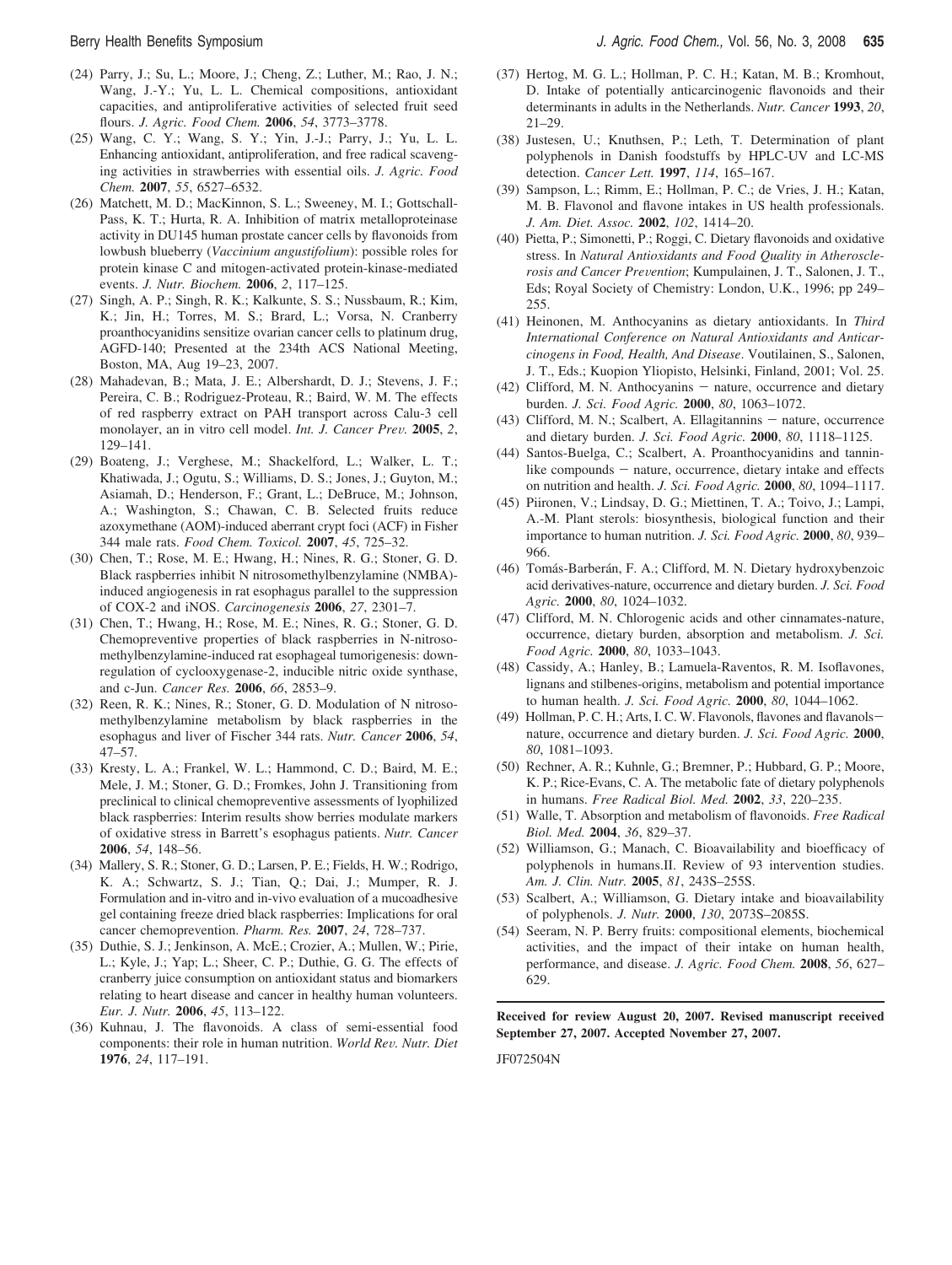(24) Parry, J.; Su, L.; Moore, J.; Cheng, Z.; Luther, M.; Rao, J. N.; Wang, J.-Y.; Yu, L. L. Chemical compositions, antioxidant capacities, and antiproliferative activities of selected fruit seed flours. *J. Agric. Food Chem.* **2006**, *54*, 3773–3778.

(25) Wang, C. Y.; Wang, S. Y.; Yin, J.-J.; Parry, J.; Yu, L. L. Enhancing antioxidant, antiproliferation, and free radical scavenging activities in strawberries with essential oils. *J. Agric. Food Chem.* **2007**, *55*, 6527–6532.

(26) Matchett, M. D.; MacKinnon, S. L.; Sweeney, M. I.; Gottschall-Pass, K. T.; Hurta, R. A. Inhibition of matrix metalloproteinase activity in DU145 human prostate cancer cells by flavonoids from lowbush blueberry (*Vaccinium angustifolium*): possible roles for protein kinase C and mitogen-activated protein-kinase-mediated events. *J. Nutr. Biochem.* **2006**, *2*, 117–125.

(27) Singh, A. P.; Singh, R. K.; Kalkunte, S. S.; Nussbaum, R.; Kim, K.; Jin, H.; Torres, M. S.; Brard, L.; Vorsa, N. Cranberry proanthocyanidins sensitize ovarian cancer cells to platinum drug, AGFD-140; Presented at the 234th ACS National Meeting, Boston, MA, Aug 19–23, 2007.

(28) Mahadevan, B.; Mata, J. E.; Albershardt, D. J.; Stevens, J. F.; Pereira, C. B.; Rodriguez-Proteau, R.; Baird, W. M. The effects of red raspberry extract on PAH transport across Calu-3 cell monolayer, an in vitro cell model. *Int. J. Cancer Prev.* **2005**, *2*, 129–141.

(29) Boateng, J.; Verghese, M.; Shackelford, L.; Walker, L. T.; Khatiwada, J.; Ogutu, S.; Williams, D. S.; Jones, J.; Guyton, M.; Asiamah, D.; Henderson, F.; Grant, L.; DeBruce, M.; Johnson, A.; Washington, S.; Chawan, C. B. Selected fruits reduce azoxymethane (AOM)-induced aberrant crypt foci (ACF) in Fisher 344 male rats. *Food Chem. Toxicol.* **2007**, *45*, 725–32.

(30) Chen, T.; Rose, M. E.; Hwang, H.; Nines, R. G.; Stoner, G. D. Black raspberries inhibit N nitrosomethylbenzylamine (NMBA)-induced angiogenesis in rat esophagus parallel to the suppression of COX-2 and iNOS. *Carcinogenesis* **2006**, *27*, 2301–7.

(31) Chen, T.; Hwang, H.; Rose, M. E.; Nines, R. G.; Stoner, G. D. Chemopreventive properties of black raspberries in N-nitrosomethylbenzylamine-induced rat esophageal tumorigenesis: down-regulation of cyclooxygenase-2, inducible nitric oxide synthase, and c-Jun. *Cancer Res.* **2006**, *66*, 2853–9.

(32) Reen, R. K.; Nines, R.; Stoner, G. D. Modulation of N nitrosomethylbenzylamine metabolism by black raspberries in the esophagus and liver of Fischer 344 rats. *Nutr. Cancer* **2006**, *54*, 47–57.

(33) Kresty, L. A.; Frankel, W. L.; Hammond, C. D.; Baird, M. E.; Mele, J. M.; Stoner, G. D.; Fromkes, John J. Transitioning from preclinical to clinical chemopreventive assessments of lyophilized black raspberries: Interim results show berries modulate markers of oxidative stress in Barrett's esophagus patients. *Nutr. Cancer* **2006**, *54*, 148–56.

(34) Mallery, S. R.; Stoner, G. D.; Larsen, P. E.; Fields, H. W.; Rodrigo, K. A.; Schwartz, S. J.; Tian, Q.; Dai, J.; Mumper, R. J. Formulation and in-vitro and in-vivo evaluation of a mucoadhesive gel containing freeze dried black raspberries: Implications for oral cancer chemoprevention. *Pharm. Res.* **2007**, *24*, 728–737.

(35) Duthie, S. J.; Jenkinson, A. McE.; Crozier, A.; Mullen, W.; Pirie, L.; Kyle, J.; Yap; L.; Sheer, C. P.; Duthie, G. G. The effects of cranberry juice consumption on antioxidant status and biomarkers relating to heart disease and cancer in healthy human volunteers. *Eur. J. Nutr.* **2006**, *45*, 113–122.

(36) Kuhnau, J. The flavonoids. A class of semi-essential food components: their role in human nutrition. *World Rev. Nutr. Diet* **1976**, *24*, 117–191.

(37) Hertog, M. G. L.; Hollman, P. C. H.; Katan, M. B.; Kromhout, D. Intake of potentially anticarcinogenic flavonoids and their determinants in adults in the Netherlands. *Nutr. Cancer* **1993**, *20*, 21–29.

(38) Justesen, U.; Knuthsen, P.; Leth, T. Determination of plant polyphenols in Danish foodstuffs by HPLC-UV and LC-MS detection. *Cancer Lett.* **1997**, *114*, 165–167.

(39) Sampson, L.; Rimm, E.; Hollman, P. C.; de Vries, J. H.; Katan, M. B. Flavonol and flavone intakes in US health professionals. *J. Am. Diet. Assoc.* **2002**, *102*, 1414–20.

(40) Pietta, P.; Simonetti, P.; Roggi, C. Dietary flavonoids and oxidative stress. In *Natural Antioxidants and Food Quality in Atherosclerosis and Cancer Prevention*; Kumpulainen, J. T., Salonen, J. T., Eds; Royal Society of Chemistry: London, U.K., 1996; pp 249–255.

(41) Heinonen, M. Anthocyanins as dietary antioxidants. In *Third International Conference on Natural Antioxidants and Anticarcinogens in Food, Health, And Disease*. Voutilainen, S., Salonen, J. T., Eds.; Kuopion Yliopisto, Helsinki, Finland, 2001; Vol. 25.

(42) Clifford, M. N. Anthocyanins – nature, occurrence and dietary burden. *J. Sci. Food Agric.* **2000**, *80*, 1063–1072.

(43) Clifford, M. N.; Scalbert, A. Ellagitannins – nature, occurrence and dietary burden. *J. Sci. Food Agric.* **2000**, *80*, 1118–1125.

(44) Santos-Buelga, C.; Scalbert, A. Proanthocyanidins and tannin-like compounds – nature, occurrence, dietary intake and effects on nutrition and health. *J. Sci. Food Agric.* **2000**, *80*, 1094–1117.

(45) Piironen, V.; Lindsay, D. G.; Miettinen, T. A.; Toivo, J.; Lampi, A.-M. Plant sterols: biosynthesis, biological function and their importance to human nutrition. *J. Sci. Food Agric.* **2000**, *80*, 939–966.

(46) Tomás-Barberán, F. A.; Clifford, M. N. Dietary hydroxybenzoic acid derivatives-nature, occurrence and dietary burden. *J. Sci. Food Agric.* **2000**, *80*, 1024–1032.

(47) Clifford, M. N. Chlorogenic acids and other cinnamates-nature, occurrence, dietary burden, absorption and metabolism. *J. Sci. Food Agric.* **2000**, *80*, 1033–1043.

(48) Cassidy, A.; Hanley, B.; Lamuela-Raventos, R. M. Isoflavones, lignans and stilbenes-origins, metabolism and potential importance to human health. *J. Sci. Food Agric.* **2000**, *80*, 1044–1062.

(49) Hollman, P. C. H.; Arts, I. C. W. Flavonols, flavones and flavanols–nature, occurrence and dietary burden. *J. Sci. Food Agric.* **2000**, *80*, 1081–1093.

(50) Rechner, A. R.; Kuhnle, G.; Bremner, P.; Hubbard, G. P.; Moore, K. P.; Rice-Evans, C. A. The metabolic fate of dietary polyphenols in humans. *Free Radical Biol. Med.* **2002**, *33*, 220–235.

(51) Walle, T. Absorption and metabolism of flavonoids. *Free Radical Biol. Med.* **2004**, *36*, 829–37.

(52) Williamson, G.; Manach, C. Bioavailability and bioefficacy of polyphenols in humans.II. Review of 93 intervention studies. *Am. J. Clin. Nutr.* **2005**, *81*, 243S–255S.

(53) Scalbert, A.; Williamson, G. Dietary intake and bioavailability of polyphenols. *J. Nutr.* **2000**, *130*, 2073S–2085S.

(54) Seeram, N. P. Berry fruits: compositional elements, biochemical activities, and the impact of their intake on human health, performance, and disease. *J. Agric. Food Chem.* **2008**, *56*, 627–629.

**Received for review August 20, 2007. Revised manuscript received September 27, 2007. Accepted November 27, 2007.**

JF072504N